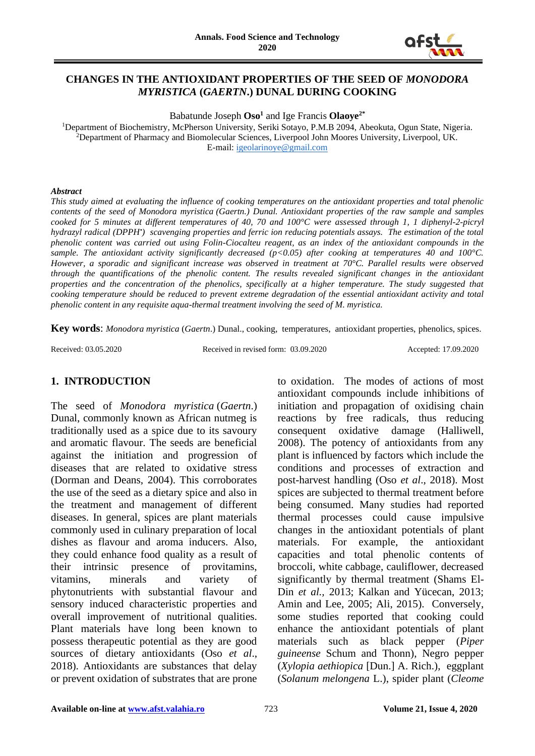# CHANGES IN THE ANTIOXIDANT PROPERTIES OF THE SEED OF *MONODORA MYRISTICA* (*GAERTN*.) DUNAL DURING COOKING

Babatunde Joseph **Oso**[1] and Ige Francis **Olaoye**[2*]

[1]Department of Biochemistry, McPherson University, Seriki Sotayo, P.M.B 2094, Abeokuta, Ogun State, Nigeria.
[2]Department of Pharmacy and Biomolecular Sciences, Liverpool John Moores University, Liverpool, UK.
E-mail: igeolarinoye@gmail.com

***Abstract***

*This study aimed at evaluating the influence of cooking temperatures on the antioxidant properties and total phenolic contents of the seed of Monodora myristica (Gaertn.) Dunal. Antioxidant properties of the raw sample and samples cooked for 5 minutes at different temperatures of 40, 70 and 100°C were assessed through 1, 1 diphenyl-2-picryl hydrazyl radical (DPPH•) scavenging properties and ferric ion reducing potentials assays. The estimation of the total phenolic content was carried out using Folin-Ciocalteu reagent, as an index of the antioxidant compounds in the sample. The antioxidant activity significantly decreased (p<0.05) after cooking at temperatures 40 and 100°C. However, a sporadic and significant increase was observed in treatment at 70°C. Parallel results were observed through the quantifications of the phenolic content. The results revealed significant changes in the antioxidant properties and the concentration of the phenolics, specifically at a higher temperature. The study suggested that cooking temperature should be reduced to prevent extreme degradation of the essential antioxidant activity and total phenolic content in any requisite aqua-thermal treatment involving the seed of M. myristica.*

**Key words**: *Monodora myristica* (*Gaertn*.) Dunal., cooking, temperatures, antioxidant properties, phenolics, spices.

Received: 03.05.2020 Received in revised form: 03.09.2020 Accepted: 17.09.2020

## 1. INTRODUCTION

The seed of *Monodora myristica* (*Gaertn*.) Dunal, commonly known as African nutmeg is traditionally used as a spice due to its savoury and aromatic flavour. The seeds are beneficial against the initiation and progression of diseases that are related to oxidative stress (Dorman and Deans, 2004). This corroborates the use of the seed as a dietary spice and also in the treatment and management of different diseases. In general, spices are plant materials commonly used in culinary preparation of local dishes as flavour and aroma inducers. Also, they could enhance food quality as a result of their intrinsic presence of provitamins, vitamins, minerals and variety of phytonutrients with substantial flavour and sensory induced characteristic properties and overall improvement of nutritional qualities. Plant materials have long been known to possess therapeutic potential as they are good sources of dietary antioxidants (Oso *et al*., 2018). Antioxidants are substances that delay or prevent oxidation of substrates that are prone to oxidation. The modes of actions of most antioxidant compounds include inhibitions of initiation and propagation of oxidising chain reactions by free radicals, thus reducing consequent oxidative damage (Halliwell, 2008). The potency of antioxidants from any plant is influenced by factors which include the conditions and processes of extraction and post-harvest handling (Oso *et al*., 2018). Most spices are subjected to thermal treatment before being consumed. Many studies had reported thermal processes could cause impulsive changes in the antioxidant potentials of plant materials. For example, the antioxidant capacities and total phenolic contents of broccoli, white cabbage, cauliflower, decreased significantly by thermal treatment (Shams El-Din *et al.,* 2013; Kalkan and Yücecan, 2013; Amin and Lee, 2005; Ali, 2015). Conversely, some studies reported that cooking could enhance the antioxidant potentials of plant materials such as black pepper (*Piper guineense* Schum and Thonn), Negro pepper (*Xylopia aethiopica* [Dun.] A. Rich.), eggplant (*Solanum melongena* L.), spider plant (*Cleome*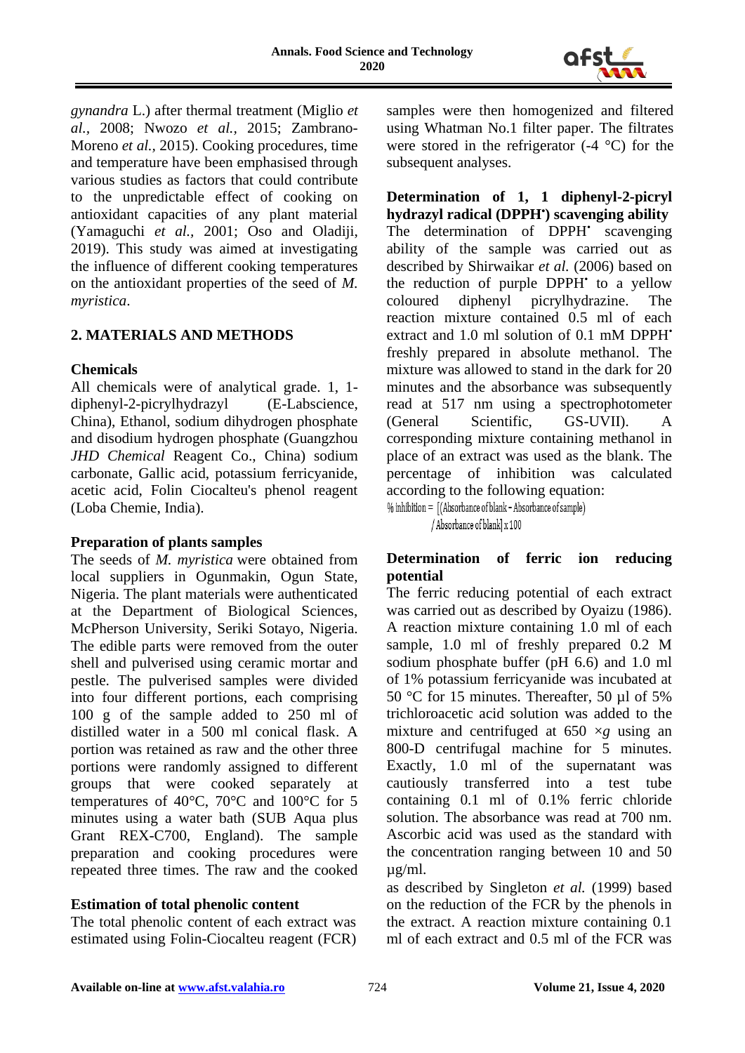*gynandra* L.) after thermal treatment (Miglio *et al.,* 2008; Nwozo *et al.,* 2015; Zambrano-Moreno *et al.,* 2015). Cooking procedures, time and temperature have been emphasised through various studies as factors that could contribute to the unpredictable effect of cooking on antioxidant capacities of any plant material (Yamaguchi *et al.,* 2001; Oso and Oladiji, 2019). This study was aimed at investigating the influence of different cooking temperatures on the antioxidant properties of the seed of *M. myristica*.

## 2. MATERIALS AND METHODS

### Chemicals

All chemicals were of analytical grade. 1, 1-diphenyl-2-picrylhydrazyl (E-Labscience, China), Ethanol, sodium dihydrogen phosphate and disodium hydrogen phosphate (Guangzhou *JHD Chemical* Reagent Co., China) sodium carbonate, Gallic acid, potassium ferricyanide, acetic acid, Folin Ciocalteu's phenol reagent (Loba Chemie, India).

### Preparation of plants samples

The seeds of *M. myristica* were obtained from local suppliers in Ogunmakin, Ogun State, Nigeria. The plant materials were authenticated at the Department of Biological Sciences, McPherson University, Seriki Sotayo, Nigeria. The edible parts were removed from the outer shell and pulverised using ceramic mortar and pestle. The pulverised samples were divided into four different portions, each comprising 100 g of the sample added to 250 ml of distilled water in a 500 ml conical flask. A portion was retained as raw and the other three portions were randomly assigned to different groups that were cooked separately at temperatures of 40°C, 70°C and 100°C for 5 minutes using a water bath (SUB Aqua plus Grant REX-C700, England). The sample preparation and cooking procedures were repeated three times. The raw and the cooked samples were then homogenized and filtered using Whatman No.1 filter paper. The filtrates were stored in the refrigerator (-4 °C) for the subsequent analyses.

### Determination of 1, 1 diphenyl-2-picryl hydrazyl radical (DPPH$^{\bullet}$) scavenging ability

The determination of DPPH$^{\bullet}$ scavenging ability of the sample was carried out as described by Shirwaikar *et al.* (2006) based on the reduction of purple DPPH$^{\bullet}$ to a yellow coloured diphenyl picrylhydrazine. The reaction mixture contained 0.5 ml of each extract and 1.0 ml solution of 0.1 mM DPPH$^{\bullet}$ freshly prepared in absolute methanol. The mixture was allowed to stand in the dark for 20 minutes and the absorbance was subsequently read at 517 nm using a spectrophotometer (General Scientific, GS-UVII). A corresponding mixture containing methanol in place of an extract was used as the blank. The percentage of inhibition was calculated according to the following equation:

$$\% \text{ inhibition} = [(\text{Absorbance of blank} - \text{Absorbance of sample}) / \text{Absorbance of blank}] \times 100$$

### Determination of ferric ion reducing potential

The ferric reducing potential of each extract was carried out as described by Oyaizu (1986). A reaction mixture containing 1.0 ml of each sample, 1.0 ml of freshly prepared 0.2 M sodium phosphate buffer (pH 6.6) and 1.0 ml of 1% potassium ferricyanide was incubated at 50 °C for 15 minutes. Thereafter, 50 µl of 5% trichloroacetic acid solution was added to the mixture and centrifuged at 650 $\times g$ using an 800-D centrifugal machine for 5 minutes. Exactly, 1.0 ml of the supernatant was cautiously transferred into a test tube containing 0.1 ml of 0.1% ferric chloride solution. The absorbance was read at 700 nm. Ascorbic acid was used as the standard with the concentration ranging between 10 and 50 µg/ml.

### Estimation of total phenolic content

The total phenolic content of each extract was estimated using Folin-Ciocalteu reagent (FCR) as described by Singleton *et al.* (1999) based on the reduction of the FCR by the phenols in the extract. A reaction mixture containing 0.1 ml of each extract and 0.5 ml of the FCR was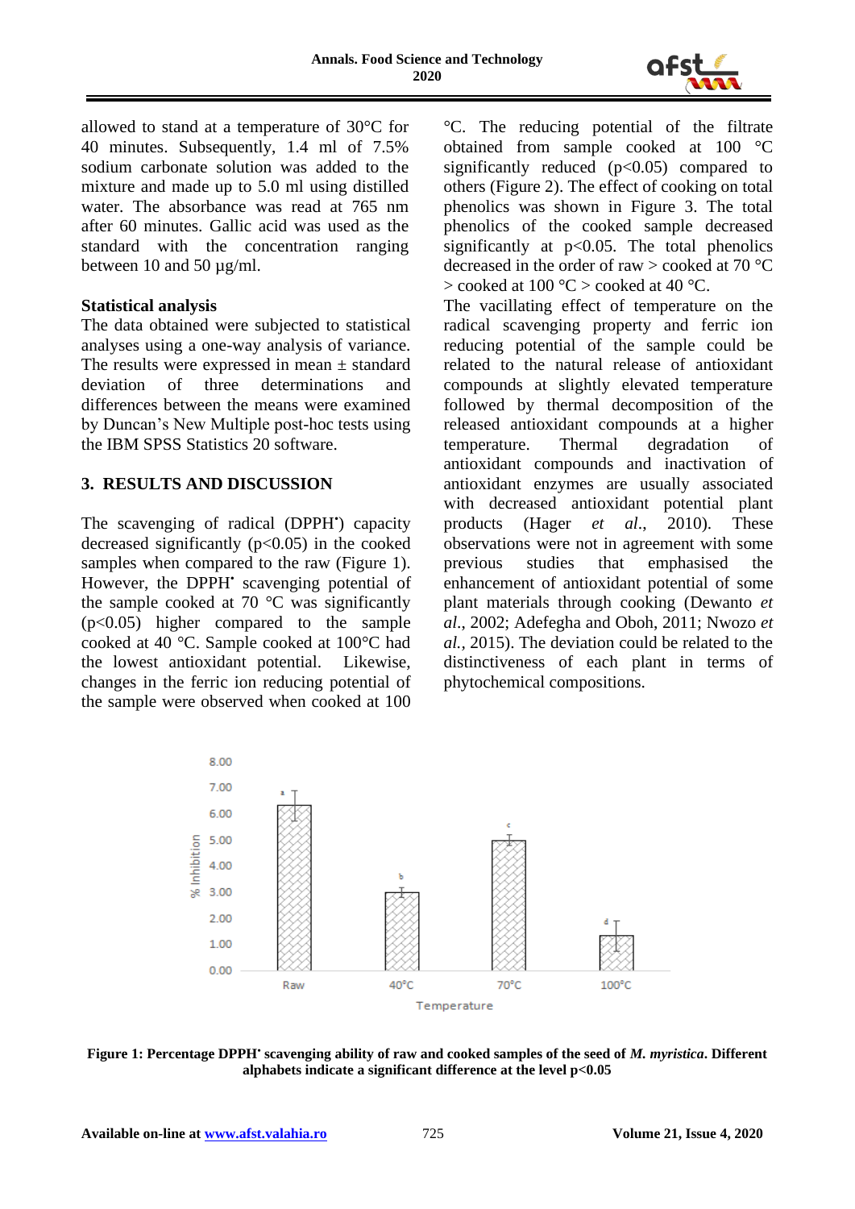allowed to stand at a temperature of 30°C for 40 minutes. Subsequently, 1.4 ml of 7.5% sodium carbonate solution was added to the mixture and made up to 5.0 ml using distilled water. The absorbance was read at 765 nm after 60 minutes. Gallic acid was used as the standard with the concentration ranging between 10 and 50 µg/ml.

**Statistical analysis**

The data obtained were subjected to statistical analyses using a one-way analysis of variance. The results were expressed in mean ± standard deviation of three determinations and differences between the means were examined by Duncan's New Multiple post-hoc tests using the IBM SPSS Statistics 20 software.

## 3. RESULTS AND DISCUSSION

The scavenging of radical (DPPH•) capacity decreased significantly ($p<0.05$) in the cooked samples when compared to the raw (Figure 1). However, the DPPH• scavenging potential of the sample cooked at 70 °C was significantly ($p<0.05$) higher compared to the sample cooked at 40 °C. Sample cooked at 100°C had the lowest antioxidant potential. Likewise, changes in the ferric ion reducing potential of the sample were observed when cooked at 100 °C. The reducing potential of the filtrate obtained from sample cooked at 100 °C significantly reduced ($p<0.05$) compared to others (Figure 2). The effect of cooking on total phenolics was shown in Figure 3. The total phenolics of the cooked sample decreased significantly at $p<0.05$. The total phenolics decreased in the order of raw > cooked at 70 °C > cooked at 100 °C > cooked at 40 °C.

The vacillating effect of temperature on the radical scavenging property and ferric ion reducing potential of the sample could be related to the natural release of antioxidant compounds at slightly elevated temperature followed by thermal decomposition of the released antioxidant compounds at a higher temperature. Thermal degradation of antioxidant compounds and inactivation of antioxidant enzymes are usually associated with decreased antioxidant potential plant products (Hager *et al.*, 2010). These observations were not in agreement with some previous studies that emphasised the enhancement of antioxidant potential of some plant materials through cooking (Dewanto *et al.*, 2002; Adefegha and Oboh, 2011; Nwozo *et al.*, 2015). The deviation could be related to the distinctiveness of each plant in terms of phytochemical compositions.

**Figure 1: Percentage DPPH• scavenging ability of raw and cooked samples of the seed of *M. myristica*. Different alphabets indicate a significant difference at the level p<0.05**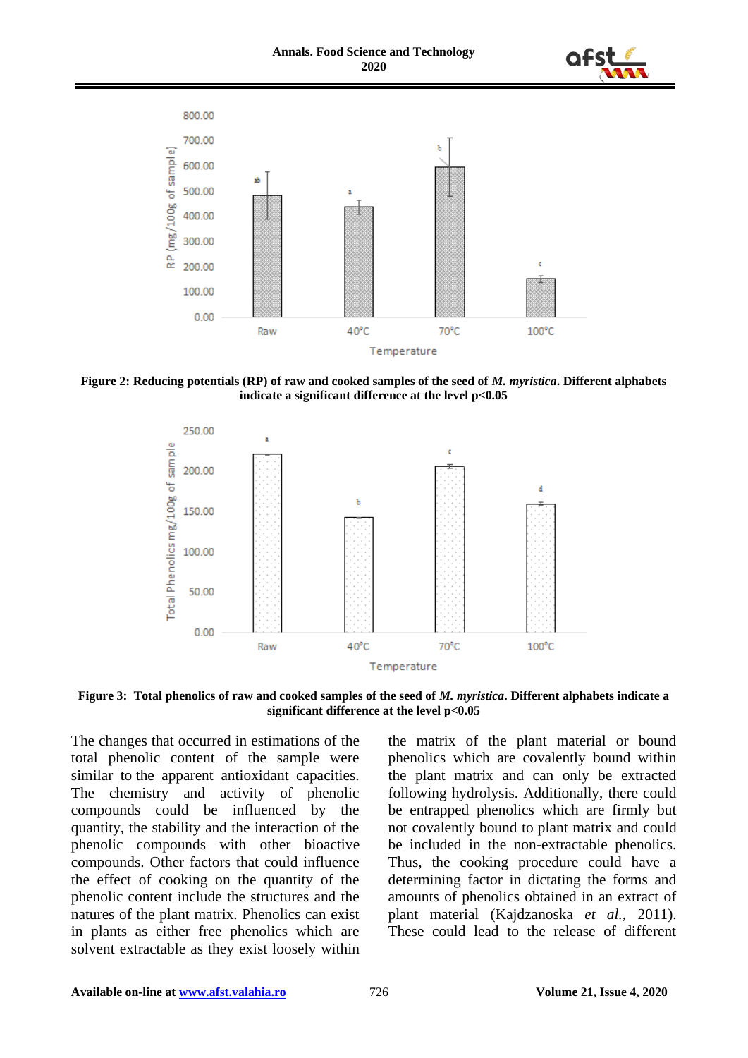Figure 2: **Reducing potentials (RP) of raw and cooked samples of the seed of *M. myristica*. Different alphabets indicate a significant difference at the level p<0.05**

Figure 3: **Total phenolics of raw and cooked samples of the seed of *M. myristica*. Different alphabets indicate a significant difference at the level p<0.05**

The changes that occurred in estimations of the total phenolic content of the sample were similar to the apparent antioxidant capacities. The chemistry and activity of phenolic compounds could be influenced by the quantity, the stability and the interaction of the phenolic compounds with other bioactive compounds. Other factors that could influence the effect of cooking on the quantity of the phenolic content include the structures and the natures of the plant matrix. Phenolics can exist in plants as either free phenolics which are solvent extractable as they exist loosely within the matrix of the plant material or bound phenolics which are covalently bound within the plant matrix and can only be extracted following hydrolysis. Additionally, there could be entrapped phenolics which are firmly but not covalently bound to plant matrix and could be included in the non-extractable phenolics. Thus, the cooking procedure could have a determining factor in dictating the forms and amounts of phenolics obtained in an extract of plant material (Kajdzanoska *et al.*, 2011). These could lead to the release of different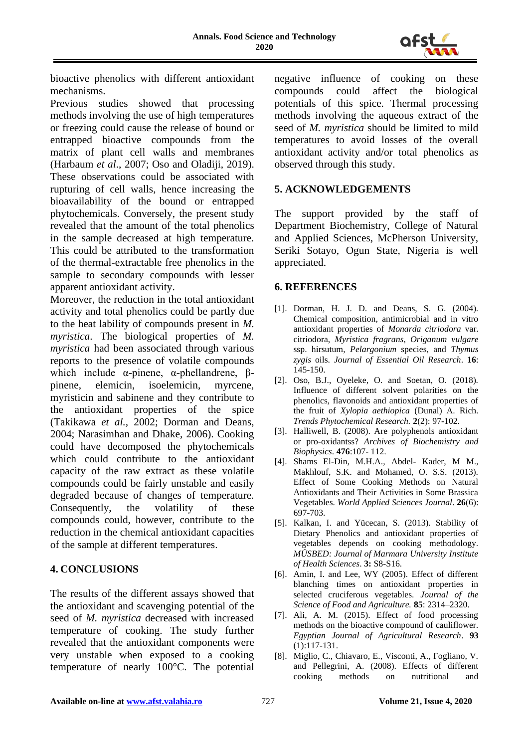bioactive phenolics with different antioxidant mechanisms.

Previous studies showed that processing methods involving the use of high temperatures or freezing could cause the release of bound or entrapped bioactive compounds from the matrix of plant cell walls and membranes (Harbaum *et al*., 2007; Oso and Oladiji, 2019). These observations could be associated with rupturing of cell walls, hence increasing the bioavailability of the bound or entrapped phytochemicals. Conversely, the present study revealed that the amount of the total phenolics in the sample decreased at high temperature. This could be attributed to the transformation of the thermal-extractable free phenolics in the sample to secondary compounds with lesser apparent antioxidant activity.

Moreover, the reduction in the total antioxidant activity and total phenolics could be partly due to the heat lability of compounds present in *M. myristica*. The biological properties of *M. myristica* had been associated through various reports to the presence of volatile compounds which include α-pinene, α-phellandrene, β-pinene, elemicin, isoelemicin, myrcene, myristicin and sabinene and they contribute to the antioxidant properties of the spice (Takikawa *et al.,* 2002; Dorman and Deans, 2004; Narasimhan and Dhake, 2006). Cooking could have decomposed the phytochemicals which could contribute to the antioxidant capacity of the raw extract as these volatile compounds could be fairly unstable and easily degraded because of changes of temperature. Consequently, the volatility of these compounds could, however, contribute to the reduction in the chemical antioxidant capacities of the sample at different temperatures.

## 4. CONCLUSIONS

The results of the different assays showed that the antioxidant and scavenging potential of the seed of *M. myristica* decreased with increased temperature of cooking. The study further revealed that the antioxidant components were very unstable when exposed to a cooking temperature of nearly 100°C. The potential negative influence of cooking on these compounds could affect the biological potentials of this spice. Thermal processing methods involving the aqueous extract of the seed of *M. myristica* should be limited to mild temperatures to avoid losses of the overall antioxidant activity and/or total phenolics as observed through this study.

## 5. ACKNOWLEDGEMENTS

The support provided by the staff of Department Biochemistry, College of Natural and Applied Sciences, McPherson University, Seriki Sotayo, Ogun State, Nigeria is well appreciated.

## 6. REFERENCES

[1]. Dorman, H. J. D. and Deans, S. G. (2004). Chemical composition, antimicrobial and in vitro antioxidant properties of *Monarda citriodora* var. citriodora, *Myristica fragrans, Origanum vulgare* ssp. hirsutum, *Pelargonium* species, and *Thymus zygis* oils. *Journal of Essential Oil Research*. **16**: 145-150.

[2]. Oso, B.J., Oyeleke, O. and Soetan, O. (2018). Influence of different solvent polarities on the phenolics, flavonoids and antioxidant properties of the fruit of *Xylopia aethiopica* (Dunal) A. Rich. *Trends Phytochemical Research.* **2**(2): 97-102.

[3]. Halliwell, B. (2008). Are polyphenols antioxidant or pro-oxidantss? *Archives of Biochemistry and Biophysics*. **476**:107- 112.

[4]. Shams El-Din, M.H.A., Abdel- Kader, M M., Makhlouf, S.K. and Mohamed, O. S.S. (2013). Effect of Some Cooking Methods on Natural Antioxidants and Their Activities in Some Brassica Vegetables. *World Applied Sciences Journal*. **26**(6): 697-703.

[5]. Kalkan, I. and Yücecan, S. (2013). Stability of Dietary Phenolics and antioxidant properties of vegetables depends on cooking methodology. *MÜSBED: Journal of Marmara University Institute of Health Sciences*. **3:** S8-S16.

[6]. Amin, I. and Lee, WY (2005). Effect of different blanching times on antioxidant properties in selected cruciferous vegetables. *Journal of the Science of Food and Agriculture.* **85**: 2314–2320.

[7]. Ali, A. M. (2015). Effect of food processing methods on the bioactive compound of cauliflower. *Egyptian Journal of Agricultural Research*. **93** (1):117-131.

[8]. Miglio, C., Chiavaro, E., Visconti, A., Fogliano, V. and Pellegrini, A. (2008). Effects of different cooking methods on nutritional and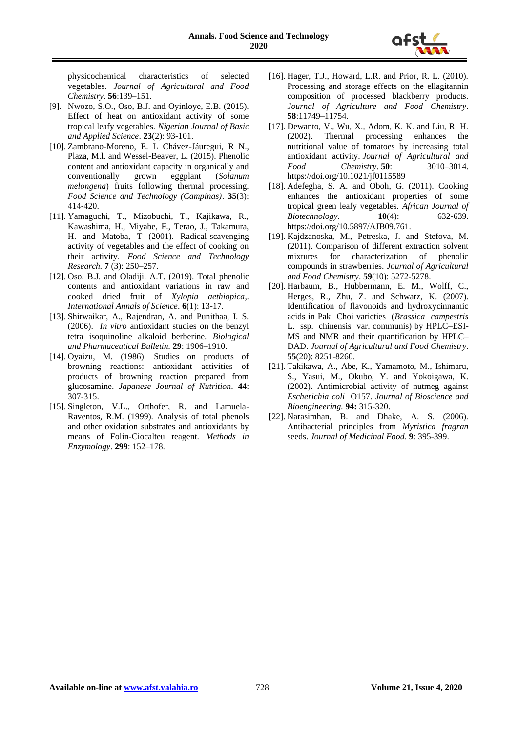physicochemical characteristics of selected vegetables. *Journal of Agricultural and Food Chemistry*. **56**:139–151.

[9]. Nwozo, S.O., Oso, B.J. and Oyinloye, E.B. (2015). Effect of heat on antioxidant activity of some tropical leafy vegetables. *Nigerian Journal of Basic and Applied Science*. **23**(2): 93-101.

[10]. Zambrano-Moreno, E. L Chávez-Jáuregui, R N., Plaza, M.l. and Wessel-Beaver, L. (2015). Phenolic content and antioxidant capacity in organically and conventionally grown eggplant (*Solanum melongena*) fruits following thermal processing. *Food Science and Technology (Campinas)*. **35**(3): 414-420.

[11]. Yamaguchi, T., Mizobuchi, T., Kajikawa, R., Kawashima, H., Miyabe, F., Terao, J., Takamura, H. and Matoba, T (2001). Radical-scavenging activity of vegetables and the effect of cooking on their activity. *Food Science and Technology Research.* **7** (3): 250–257.

[12]. Oso, B.J. and Oladiji. A.T. (2019). Total phenolic contents and antioxidant variations in raw and cooked dried fruit of *Xylopia aethiopica*,. *International Annals of Science*. **6**(1): 13-17.

[13]. Shirwaikar, A., Rajendran, A. and Punithaa, I. S. (2006). *In vitro* antioxidant studies on the benzyl tetra isoquinoline alkaloid berberine. *Biological and Pharmaceutical Bulletin.* **29**: 1906–1910.

[14]. Oyaizu, M. (1986). Studies on products of browning reactions: antioxidant activities of products of browning reaction prepared from glucosamine. *Japanese Journal of Nutrition*. **44**: 307-315.

[15]. Singleton, V.L., Orthofer, R. and Lamuela-Raventos, R.M. (1999). Analysis of total phenols and other oxidation substrates and antioxidants by means of Folin-Ciocalteu reagent. *Methods in Enzymology*. **299**: 152–178.

[16]. Hager, T.J., Howard, L.R. and Prior, R. L. (2010). Processing and storage effects on the ellagitannin composition of processed blackberry products. *Journal of Agriculture and Food Chemistry*. **58**:11749–11754.

[17]. Dewanto, V., Wu, X., Adom, K. K. and Liu, R. H. (2002). Thermal processing enhances the nutritional value of tomatoes by increasing total antioxidant activity. *Journal of Agricultural and Food Chemistry*. **50**: 3010–3014. https://doi.org/10.1021/jf0115589

[18]. Adefegha, S. A. and Oboh, G. (2011). Cooking enhances the antioxidant properties of some tropical green leafy vegetables. *African Journal of Biotechnology.* **10**(4): 632-639. https://doi.org/10.5897/AJB09.761.

[19]. Kajdzanoska, M., Petreska, J. and Stefova, M. (2011). Comparison of different extraction solvent mixtures for characterization of phenolic compounds in strawberries. *Journal of Agricultural and Food Chemistry*. **59**(10): 5272-5278.

[20]. Harbaum, B., Hubbermann, E. M., Wolff, C., Herges, R., Zhu, Z. and Schwarz, K. (2007). Identification of flavonoids and hydroxycinnamic acids in Pak Choi varieties (*Brassica campestris* L. ssp. chinensis var. communis) by HPLC–ESI-MS and NMR and their quantification by HPLC–DAD. *Journal of Agricultural and Food Chemistry*. **55**(20): 8251-8260.

[21]. Takikawa, A., Abe, K., Yamamoto, M., Ishimaru, S., Yasui, M., Okubo, Y. and Yokoigawa, K. (2002). Antimicrobial activity of nutmeg against *Escherichia coli* O157. *Journal of Bioscience and Bioengineering.* **94:** 315-320.

[22]. Narasimhan, B. and Dhake, A. S. (2006). Antibacterial principles from *Myristica fragran* seeds. *Journal of Medicinal Food*. **9**: 395-399.